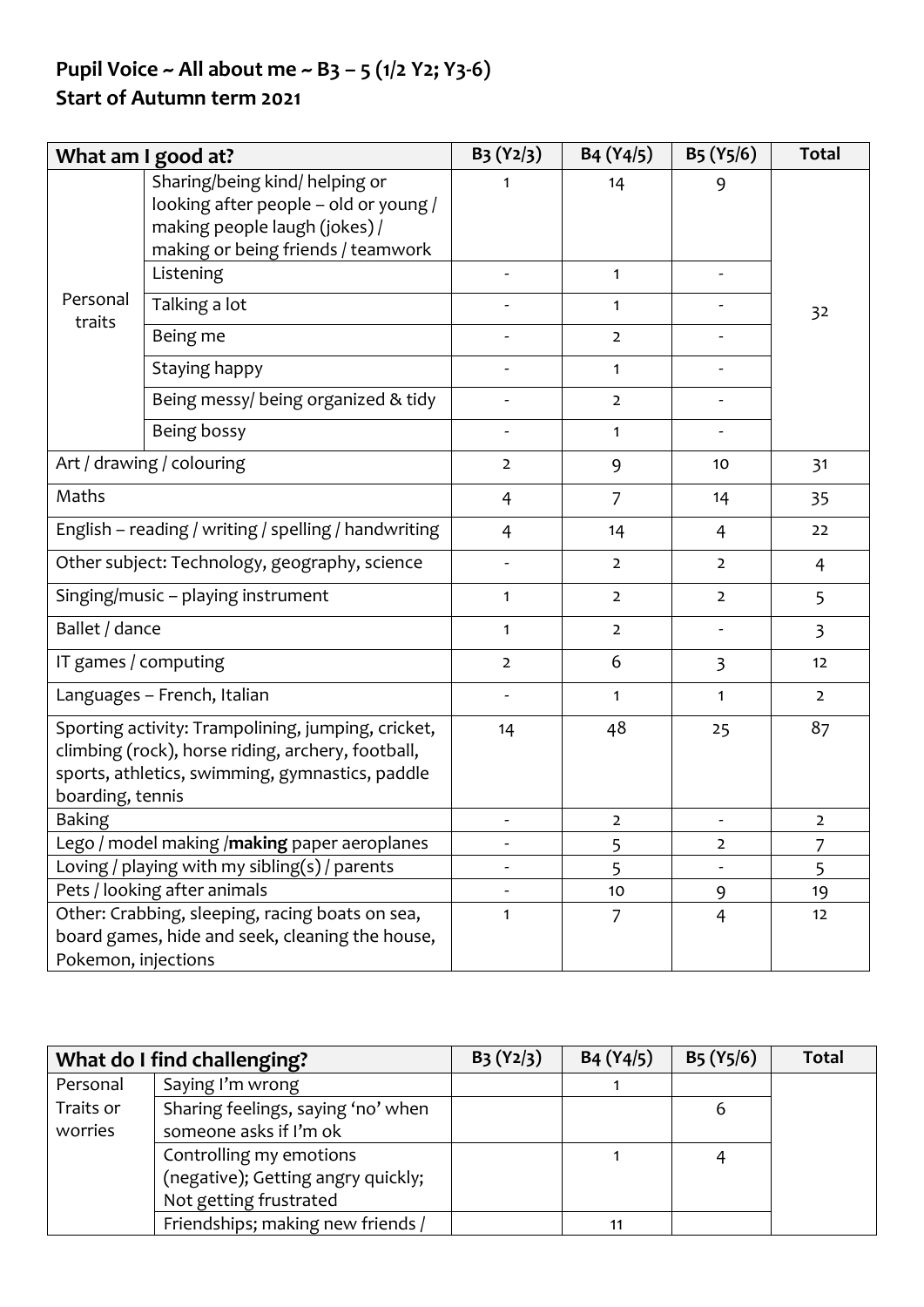**Pupil Voice ~ All about me ~ B3 – 5 (1/2 Y2; Y3-6)**
**Start of Autumn term 2021**

| What am I good at? | | B3 (Y2/3) | B4 (Y4/5) | B5 (Y5/6) | Total |
|---|---|---|---|---|---|
| Personal traits | Sharing/being kind/ helping or looking after people – old or young / making people laugh (jokes) / making or being friends / teamwork | 1 | 14 | 9 | 32 |
| | Listening | - | 1 | - | |
| | Talking a lot | - | 1 | - | |
| | Being me | - | 2 | - | |
| | Staying happy | - | 1 | - | |
| | Being messy/ being organized & tidy | - | 2 | - | |
| | Being bossy | - | 1 | - | |
| Art / drawing / colouring | | 2 | 9 | 10 | 31 |
| Maths | | 4 | 7 | 14 | 35 |
| English – reading / writing / spelling / handwriting | | 4 | 14 | 4 | 22 |
| Other subject: Technology, geography, science | | - | 2 | 2 | 4 |
| Singing/music – playing instrument | | 1 | 2 | 2 | 5 |
| Ballet / dance | | 1 | 2 | - | 3 |
| IT games / computing | | 2 | 6 | 3 | 12 |
| Languages – French, Italian | | - | 1 | 1 | 2 |
| Sporting activity: Trampolining, jumping, cricket, climbing (rock), horse riding, archery, football, sports, athletics, swimming, gymnastics, paddle boarding, tennis | | 14 | 48 | 25 | 87 |
| Baking | | - | 2 | - | 2 |
| Lego / model making /**making** paper aeroplanes | | - | 5 | 2 | 7 |
| Loving / playing with my sibling(s) / parents | | - | 5 | - | 5 |
| Pets / looking after animals | | - | 10 | 9 | 19 |
| Other: Crabbing, sleeping, racing boats on sea, board games, hide and seek, cleaning the house, Pokemon, injections | | 1 | 7 | 4 | 12 |

| What do I find challenging? | | B3 (Y2/3) | B4 (Y4/5) | B5 (Y5/6) | Total |
|---|---|---|---|---|---|
| Personal Traits or worries | Saying I'm wrong | | 1 | | |
| | Sharing feelings, saying 'no' when someone asks if I'm ok | | | 6 | |
| | Controlling my emotions (negative); Getting angry quickly; Not getting frustrated | | 1 | 4 | |
| | Friendships; making new friends / | | 11 | | |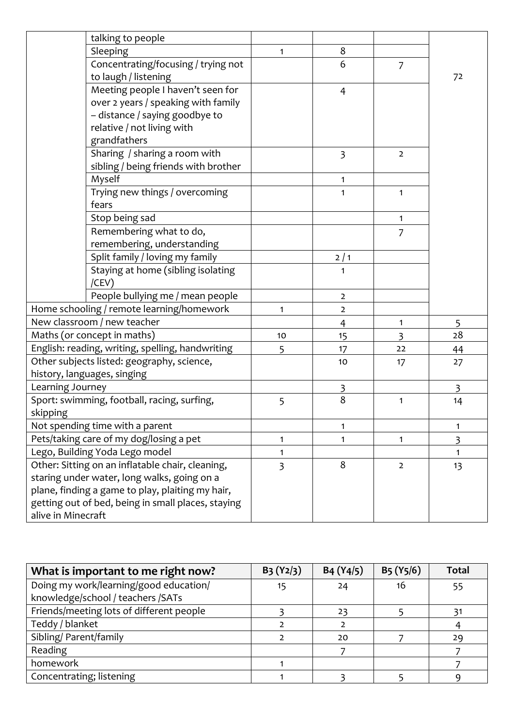|  |  |  |  |  |  |
|---|---|---|---|---|---|
|  | talking to people |  |  |  | 72 |
|  | Sleeping | 1 | 8 |  |  |
|  | Concentrating/focusing / trying not to laugh / listening |  | 6 | 7 |  |
|  | Meeting people I haven't seen for over 2 years / speaking with family – distance / saying goodbye to relative / not living with grandfathers |  | 4 |  |  |
|  | Sharing / sharing a room with sibling / being friends with brother |  | 3 | 2 |  |
|  | Myself |  | 1 |  |  |
|  | Trying new things / overcoming fears |  | 1 | 1 |  |
|  | Stop being sad |  |  | 1 |  |
|  | Remembering what to do, remembering, understanding |  |  | 7 |  |
|  | Split family / loving my family |  | 2 / 1 |  |  |
|  | Staying at home (sibling isolating /CEV) |  | 1 |  |  |
|  | People bullying me / mean people |  | 2 |  |  |
| Home schooling / remote learning/homework |  | 1 | 2 |  |  |
| New classroom / new teacher |  |  | 4 | 1 | 5 |
| Maths (or concept in maths) |  | 10 | 15 | 3 | 28 |
| English: reading, writing, spelling, handwriting |  | 5 | 17 | 22 | 44 |
| Other subjects listed: geography, science, history, languages, singing |  |  | 10 | 17 | 27 |
| Learning Journey |  |  | 3 |  | 3 |
| Sport: swimming, football, racing, surfing, skipping |  | 5 | 8 | 1 | 14 |
| Not spending time with a parent |  |  | 1 |  | 1 |
| Pets/taking care of my dog/losing a pet |  | 1 | 1 | 1 | 3 |
| Lego, Building Yoda Lego model |  | 1 |  |  | 1 |
| Other: Sitting on an inflatable chair, cleaning, staring under water, long walks, going on a plane, finding a game to play, plaiting my hair, getting out of bed, being in small places, staying alive in Minecraft |  | 3 | 8 | 2 | 13 |

| What is important to me right now? | B3 (Y2/3) | B4 (Y4/5) | B5 (Y5/6) | Total |
|---|---|---|---|---|
| Doing my work/learning/good education/ knowledge/school / teachers /SATs | 15 | 24 | 16 | 55 |
| Friends/meeting lots of different people | 3 | 23 | 5 | 31 |
| Teddy / blanket | 2 | 2 |  | 4 |
| Sibling/ Parent/family | 2 | 20 | 7 | 29 |
| Reading |  | 7 |  | 7 |
| homework | 1 |  |  | 7 |
| Concentrating; listening | 1 | 3 | 5 | 9 |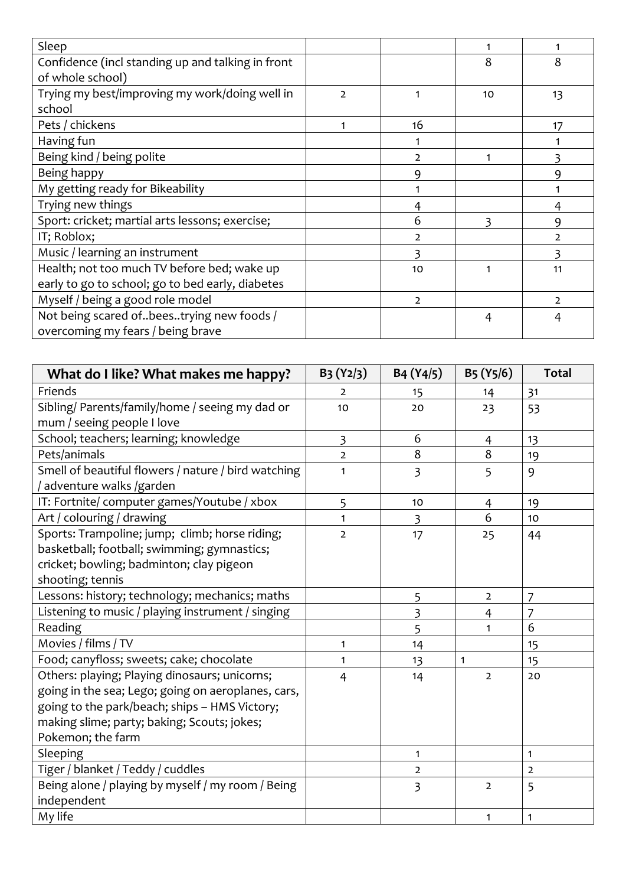| | | | | |
|---|---|---|---|---|
| Sleep | | | 1 | 1 |
| Confidence (incl standing up and talking in front of whole school) | | | 8 | 8 |
| Trying my best/improving my work/doing well in school | 2 | 1 | 10 | 13 |
| Pets / chickens | 1 | 16 | | 17 |
| Having fun | | 1 | | 1 |
| Being kind / being polite | | 2 | 1 | 3 |
| Being happy | | 9 | | 9 |
| My getting ready for Bikeability | | 1 | | 1 |
| Trying new things | | 4 | | 4 |
| Sport: cricket; martial arts lessons; exercise; | | 6 | 3 | 9 |
| IT; Roblox; | | 2 | | 2 |
| Music / learning an instrument | | 3 | | 3 |
| Health; not too much TV before bed; wake up early to go to school; go to bed early, diabetes | | 10 | 1 | 11 |
| Myself / being a good role model | | 2 | | 2 |
| Not being scared of..bees..trying new foods / overcoming my fears / being brave | | | 4 | 4 |

| **What do I like? What makes me happy?** | B3 (Y2/3) | B4 (Y4/5) | B5 (Y5/6) | Total |
|---|---|---|---|---|
| Friends | 2 | 15 | 14 | 31 |
| Sibling/ Parents/family/home / seeing my dad or mum / seeing people I love | 10 | 20 | 23 | 53 |
| School; teachers; learning; knowledge | 3 | 6 | 4 | 13 |
| Pets/animals | 2 | 8 | 8 | 19 |
| Smell of beautiful flowers / nature / bird watching / adventure walks /garden | 1 | 3 | 5 | 9 |
| IT: Fortnite/ computer games/Youtube / xbox | 5 | 10 | 4 | 19 |
| Art / colouring / drawing | 1 | 3 | 6 | 10 |
| Sports: Trampoline; jump; climb; horse riding; basketball; football; swimming; gymnastics; cricket; bowling; badminton; clay pigeon shooting; tennis | 2 | 17 | 25 | 44 |
| Lessons: history; technology; mechanics; maths | | 5 | 2 | 7 |
| Listening to music / playing instrument / singing | | 3 | 4 | 7 |
| Reading | | 5 | 1 | 6 |
| Movies / films / TV | 1 | 14 | | 15 |
| Food; canyfloss; sweets; cake; chocolate | 1 | 13 | 1 | 15 |
| Others: playing; Playing dinosaurs; unicorns; going in the sea; Lego; going on aeroplanes, cars, going to the park/beach; ships – HMS Victory; making slime; party; baking; Scouts; jokes; Pokemon; the farm | 4 | 14 | 2 | 20 |
| Sleeping | | 1 | | 1 |
| Tiger / blanket / Teddy / cuddles | | 2 | | 2 |
| Being alone / playing by myself / my room / Being independent | | 3 | 2 | 5 |
| My life | | | 1 | 1 |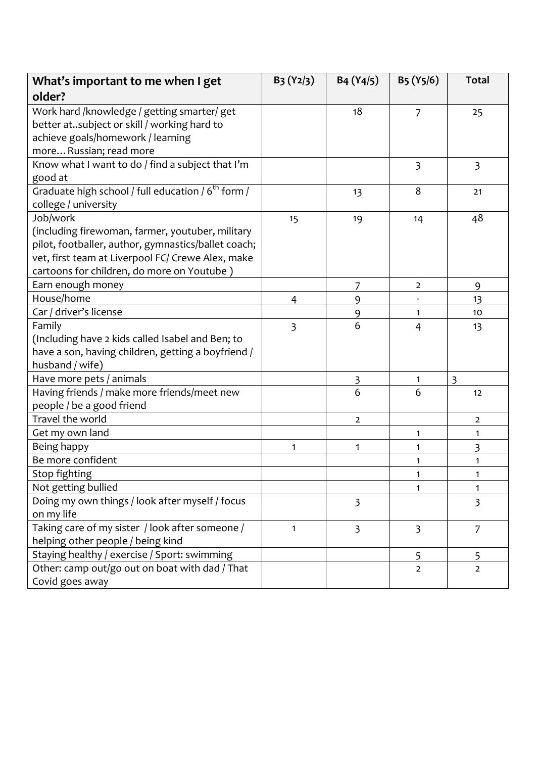| What's important to me when I get older? | B3 (Y2/3) | B4 (Y4/5) | B5 (Y5/6) | Total |
|---|---|---|---|---|
| Work hard /knowledge / getting smarter/ get better at..subject or skill / working hard to achieve goals/homework / learning more… Russian; read more | | 18 | 7 | 25 |
| Know what I want to do / find a subject that I'm good at | | | 3 | 3 |
| Graduate high school / full education / 6$^{th}$ form / college / university | | 13 | 8 | 21 |
| Job/work (including firewoman, farmer, youtuber, military pilot, footballer, author, gymnastics/ballet coach; vet, first team at Liverpool FC/ Crewe Alex, make cartoons for children, do more on Youtube ) | 15 | 19 | 14 | 48 |
| Earn enough money | | 7 | 2 | 9 |
| House/home | 4 | 9 | - | 13 |
| Car / driver's license | | 9 | 1 | 10 |
| Family (Including have 2 kids called Isabel and Ben; to have a son, having children, getting a boyfriend / husband / wife) | 3 | 6 | 4 | 13 |
| Have more pets / animals | | 3 | 1 | 3 |
| Having friends / make more friends/meet new people / be a good friend | | 6 | 6 | 12 |
| Travel the world | | 2 | | 2 |
| Get my own land | | | 1 | 1 |
| Being happy | 1 | 1 | 1 | 3 |
| Be more confident | | | 1 | 1 |
| Stop fighting | | | 1 | 1 |
| Not getting bullied | | | 1 | 1 |
| Doing my own things / look after myself / focus on my life | | 3 | | 3 |
| Taking care of my sister / look after someone / helping other people / being kind | 1 | 3 | 3 | 7 |
| Staying healthy / exercise / Sport: swimming | | | 5 | 5 |
| Other: camp out/go out on boat with dad / That Covid goes away | | | 2 | 2 |